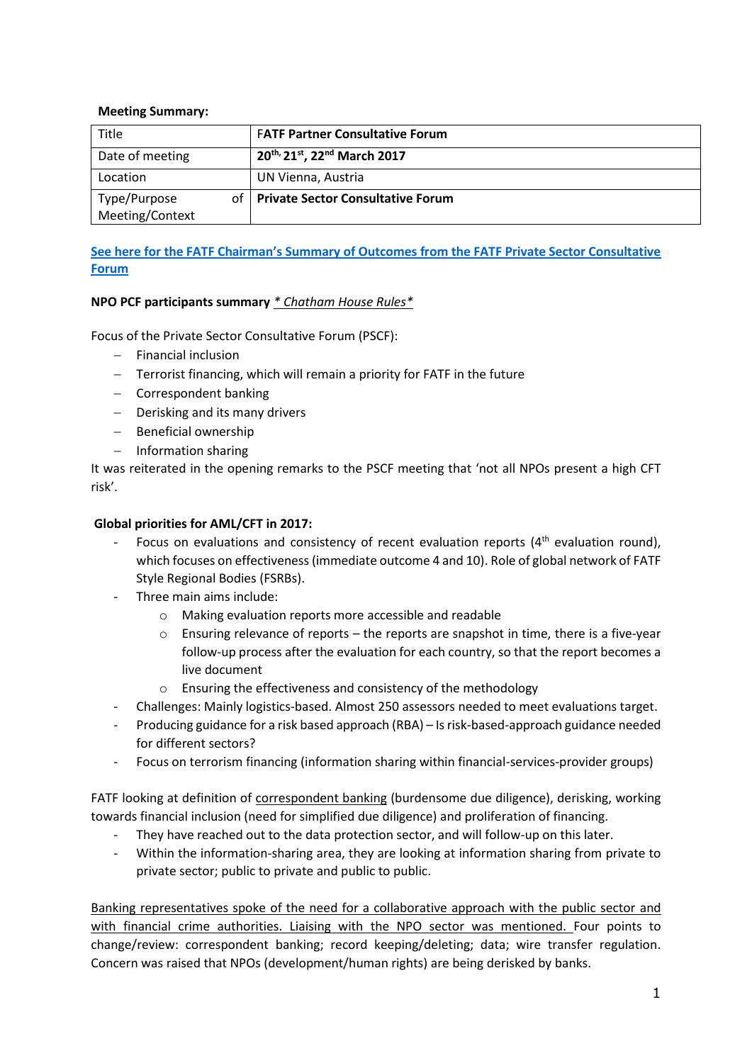**Meeting Summary:**

| Title | FATF Partner Consultative Forum |
|---|---|
| Date of meeting | **20th, 21st, 22nd March 2017** |
| Location | UN Vienna, Austria |
| Type/Purpose of Meeting/Context | **Private Sector Consultative Forum** |

**See here for the FATF Chairman's Summary of Outcomes from the FATF Private Sector Consultative Forum**

**NPO PCF participants summary** *\* Chatham House Rules\**

Focus of the Private Sector Consultative Forum (PSCF):

- Financial inclusion
- Terrorist financing, which will remain a priority for FATF in the future
- Correspondent banking
- Derisking and its many drivers
- Beneficial ownership
- Information sharing

It was reiterated in the opening remarks to the PSCF meeting that 'not all NPOs present a high CFT risk'.

**Global priorities for AML/CFT in 2017:**

- Focus on evaluations and consistency of recent evaluation reports (4th evaluation round), which focuses on effectiveness (immediate outcome 4 and 10). Role of global network of FATF Style Regional Bodies (FSRBs).
- Three main aims include:
  - Making evaluation reports more accessible and readable
  - Ensuring relevance of reports – the reports are snapshot in time, there is a five-year follow-up process after the evaluation for each country, so that the report becomes a live document
  - Ensuring the effectiveness and consistency of the methodology
- Challenges: Mainly logistics-based. Almost 250 assessors needed to meet evaluations target.
- Producing guidance for a risk based approach (RBA) – Is risk-based-approach guidance needed for different sectors?
- Focus on terrorism financing (information sharing within financial-services-provider groups)

FATF looking at definition of correspondent banking (burdensome due diligence), derisking, working towards financial inclusion (need for simplified due diligence) and proliferation of financing.

- They have reached out to the data protection sector, and will follow-up on this later.
- Within the information-sharing area, they are looking at information sharing from private to private sector; public to private and public to public.

Banking representatives spoke of the need for a collaborative approach with the public sector and with financial crime authorities. Liaising with the NPO sector was mentioned. Four points to change/review: correspondent banking; record keeping/deleting; data; wire transfer regulation. Concern was raised that NPOs (development/human rights) are being derisked by banks.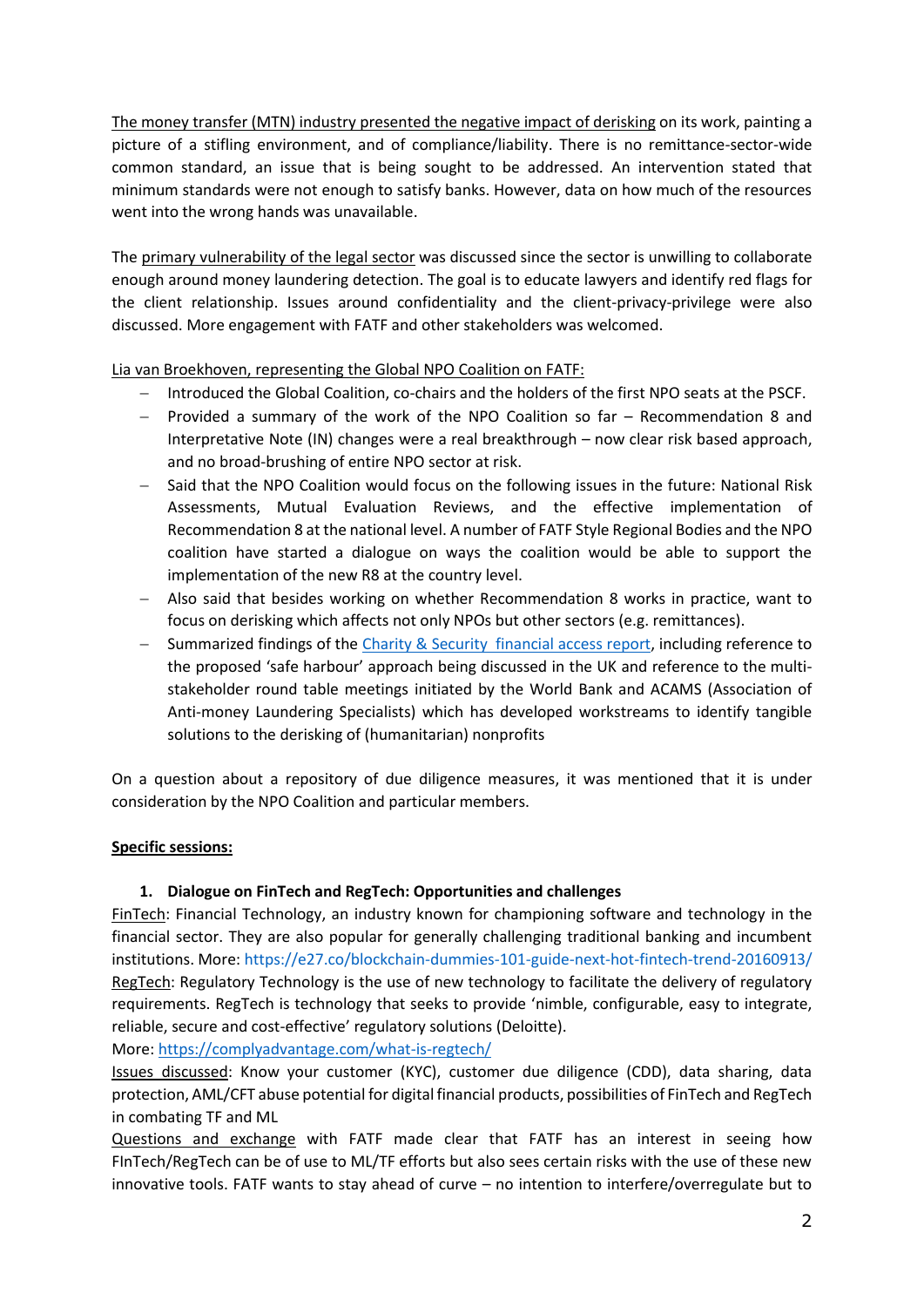The money transfer (MTN) industry presented the negative impact of derisking on its work, painting a picture of a stifling environment, and of compliance/liability. There is no remittance-sector-wide common standard, an issue that is being sought to be addressed. An intervention stated that minimum standards were not enough to satisfy banks. However, data on how much of the resources went into the wrong hands was unavailable.

The primary vulnerability of the legal sector was discussed since the sector is unwilling to collaborate enough around money laundering detection. The goal is to educate lawyers and identify red flags for the client relationship. Issues around confidentiality and the client-privacy-privilege were also discussed. More engagement with FATF and other stakeholders was welcomed.

Lia van Broekhoven, representing the Global NPO Coalition on FATF:

- Introduced the Global Coalition, co-chairs and the holders of the first NPO seats at the PSCF.
- Provided a summary of the work of the NPO Coalition so far – Recommendation 8 and Interpretative Note (IN) changes were a real breakthrough – now clear risk based approach, and no broad-brushing of entire NPO sector at risk.
- Said that the NPO Coalition would focus on the following issues in the future: National Risk Assessments, Mutual Evaluation Reviews, and the effective implementation of Recommendation 8 at the national level. A number of FATF Style Regional Bodies and the NPO coalition have started a dialogue on ways the coalition would be able to support the implementation of the new R8 at the country level.
- Also said that besides working on whether Recommendation 8 works in practice, want to focus on derisking which affects not only NPOs but other sectors (e.g. remittances).
- Summarized findings of the Charity & Security financial access report, including reference to the proposed 'safe harbour' approach being discussed in the UK and reference to the multi-stakeholder round table meetings initiated by the World Bank and ACAMS (Association of Anti-money Laundering Specialists) which has developed workstreams to identify tangible solutions to the derisking of (humanitarian) nonprofits

On a question about a repository of due diligence measures, it was mentioned that it is under consideration by the NPO Coalition and particular members.

**Specific sessions:**

1. **Dialogue on FinTech and RegTech: Opportunities and challenges**

FinTech: Financial Technology, an industry known for championing software and technology in the financial sector. They are also popular for generally challenging traditional banking and incumbent institutions. More: https://e27.co/blockchain-dummies-101-guide-next-hot-fintech-trend-20160913/

RegTech: Regulatory Technology is the use of new technology to facilitate the delivery of regulatory requirements. RegTech is technology that seeks to provide 'nimble, configurable, easy to integrate, reliable, secure and cost-effective' regulatory solutions (Deloitte).

More: https://complyadvantage.com/what-is-regtech/

Issues discussed: Know your customer (KYC), customer due diligence (CDD), data sharing, data protection, AML/CFT abuse potential for digital financial products, possibilities of FinTech and RegTech in combating TF and ML

Questions and exchange with FATF made clear that FATF has an interest in seeing how FInTech/RegTech can be of use to ML/TF efforts but also sees certain risks with the use of these new innovative tools. FATF wants to stay ahead of curve – no intention to interfere/overregulate but to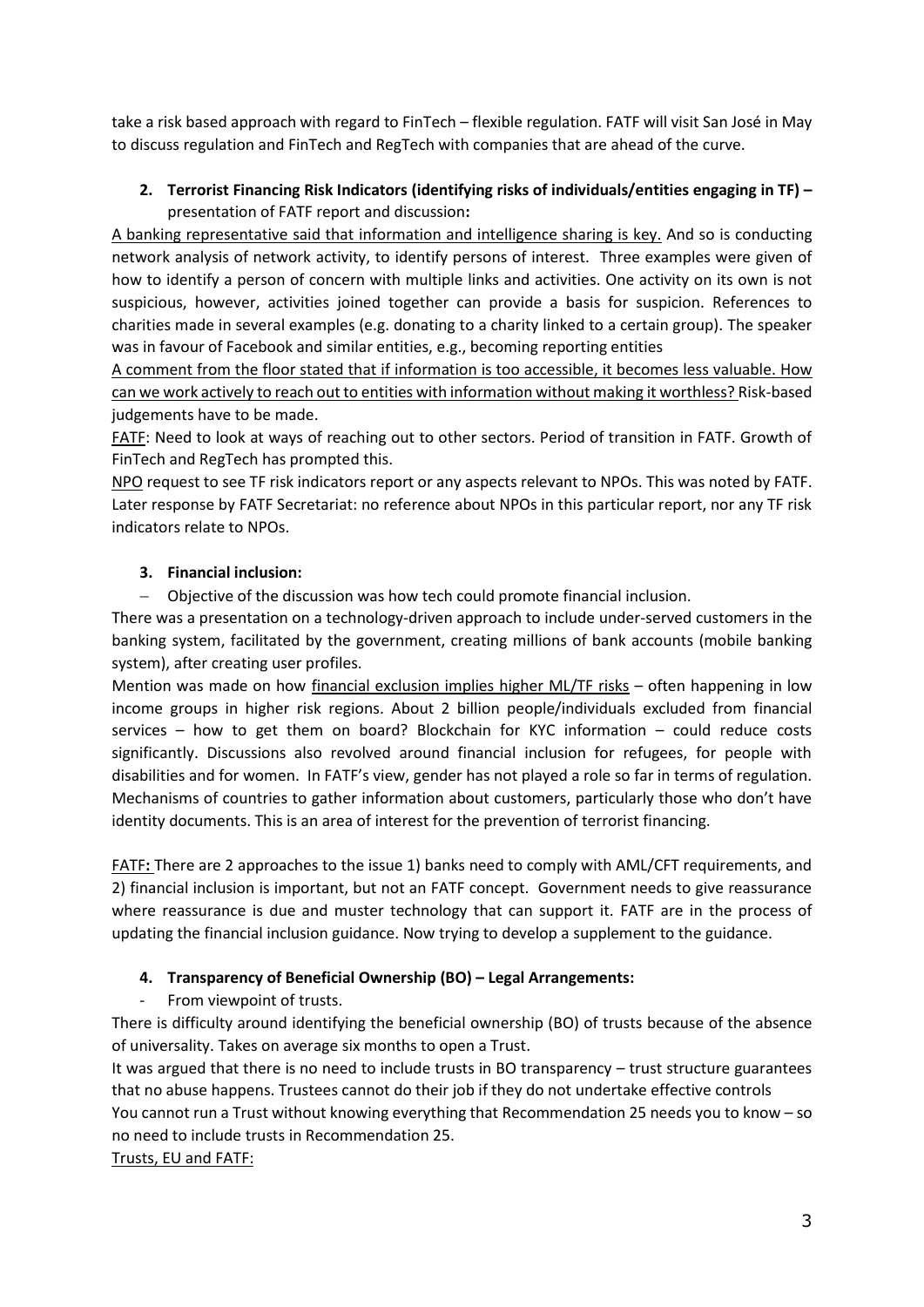take a risk based approach with regard to FinTech – flexible regulation. FATF will visit San José in May to discuss regulation and FinTech and RegTech with companies that are ahead of the curve.

2. **Terrorist Financing Risk Indicators (identifying risks of individuals/entities engaging in TF) –** presentation of FATF report and discussion**:**

A banking representative said that information and intelligence sharing is key. And so is conducting network analysis of network activity, to identify persons of interest. Three examples were given of how to identify a person of concern with multiple links and activities. One activity on its own is not suspicious, however, activities joined together can provide a basis for suspicion. References to charities made in several examples (e.g. donating to a charity linked to a certain group). The speaker was in favour of Facebook and similar entities, e.g., becoming reporting entities

A comment from the floor stated that if information is too accessible, it becomes less valuable. How can we work actively to reach out to entities with information without making it worthless? Risk-based judgements have to be made.

FATF: Need to look at ways of reaching out to other sectors. Period of transition in FATF. Growth of FinTech and RegTech has prompted this.

NPO request to see TF risk indicators report or any aspects relevant to NPOs. This was noted by FATF. Later response by FATF Secretariat: no reference about NPOs in this particular report, nor any TF risk indicators relate to NPOs.

3. **Financial inclusion:**

- Objective of the discussion was how tech could promote financial inclusion.

There was a presentation on a technology-driven approach to include under-served customers in the banking system, facilitated by the government, creating millions of bank accounts (mobile banking system), after creating user profiles.

Mention was made on how financial exclusion implies higher ML/TF risks – often happening in low income groups in higher risk regions. About 2 billion people/individuals excluded from financial services – how to get them on board? Blockchain for KYC information – could reduce costs significantly. Discussions also revolved around financial inclusion for refugees, for people with disabilities and for women. In FATF's view, gender has not played a role so far in terms of regulation. Mechanisms of countries to gather information about customers, particularly those who don't have identity documents. This is an area of interest for the prevention of terrorist financing.

FATF**:** There are 2 approaches to the issue 1) banks need to comply with AML/CFT requirements, and 2) financial inclusion is important, but not an FATF concept. Government needs to give reassurance where reassurance is due and muster technology that can support it. FATF are in the process of updating the financial inclusion guidance. Now trying to develop a supplement to the guidance.

4. **Transparency of Beneficial Ownership (BO) – Legal Arrangements:**

- From viewpoint of trusts.

There is difficulty around identifying the beneficial ownership (BO) of trusts because of the absence of universality. Takes on average six months to open a Trust.

It was argued that there is no need to include trusts in BO transparency – trust structure guarantees that no abuse happens. Trustees cannot do their job if they do not undertake effective controls

You cannot run a Trust without knowing everything that Recommendation 25 needs you to know – so no need to include trusts in Recommendation 25.

Trusts, EU and FATF: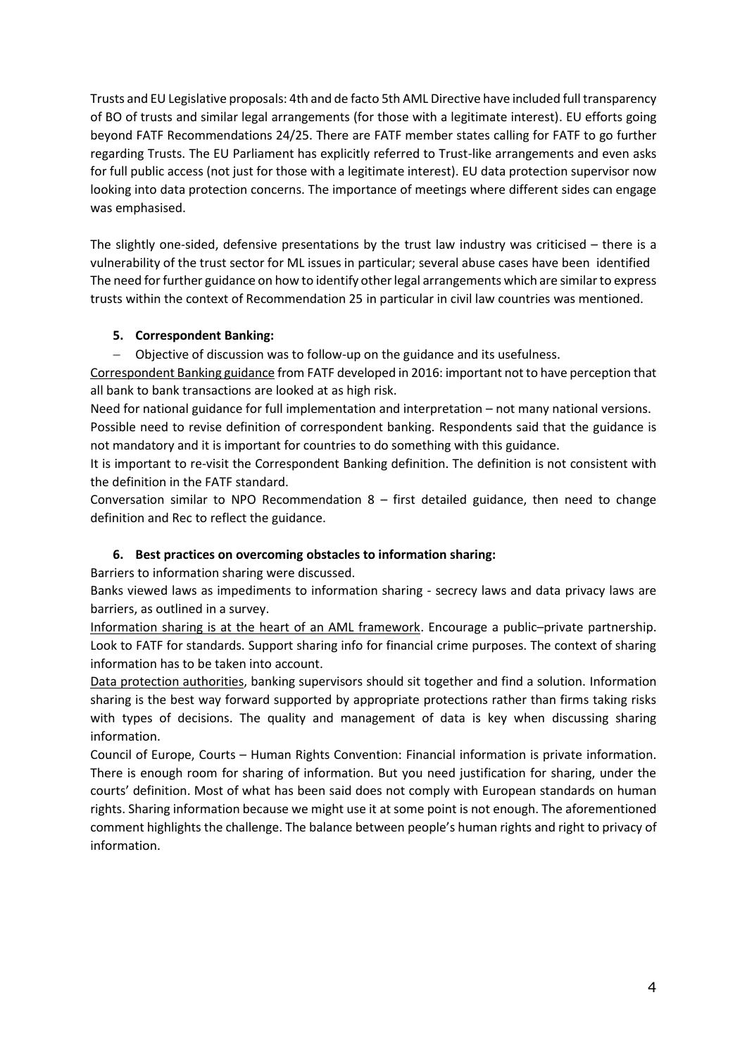Trusts and EU Legislative proposals: 4th and de facto 5th AML Directive have included full transparency of BO of trusts and similar legal arrangements (for those with a legitimate interest). EU efforts going beyond FATF Recommendations 24/25. There are FATF member states calling for FATF to go further regarding Trusts. The EU Parliament has explicitly referred to Trust-like arrangements and even asks for full public access (not just for those with a legitimate interest). EU data protection supervisor now looking into data protection concerns. The importance of meetings where different sides can engage was emphasised.

The slightly one-sided, defensive presentations by the trust law industry was criticised – there is a vulnerability of the trust sector for ML issues in particular; several abuse cases have been identified The need for further guidance on how to identify other legal arrangements which are similar to express trusts within the context of Recommendation 25 in particular in civil law countries was mentioned.

**5. Correspondent Banking:**

- Objective of discussion was to follow-up on the guidance and its usefulness.

Correspondent Banking guidance from FATF developed in 2016: important not to have perception that all bank to bank transactions are looked at as high risk.

Need for national guidance for full implementation and interpretation – not many national versions.

Possible need to revise definition of correspondent banking. Respondents said that the guidance is not mandatory and it is important for countries to do something with this guidance.

It is important to re-visit the Correspondent Banking definition. The definition is not consistent with the definition in the FATF standard.

Conversation similar to NPO Recommendation 8 – first detailed guidance, then need to change definition and Rec to reflect the guidance.

**6. Best practices on overcoming obstacles to information sharing:**

Barriers to information sharing were discussed.

Banks viewed laws as impediments to information sharing - secrecy laws and data privacy laws are barriers, as outlined in a survey.

Information sharing is at the heart of an AML framework. Encourage a public–private partnership. Look to FATF for standards. Support sharing info for financial crime purposes. The context of sharing information has to be taken into account.

Data protection authorities, banking supervisors should sit together and find a solution. Information sharing is the best way forward supported by appropriate protections rather than firms taking risks with types of decisions. The quality and management of data is key when discussing sharing information.

Council of Europe, Courts – Human Rights Convention: Financial information is private information. There is enough room for sharing of information. But you need justification for sharing, under the courts' definition. Most of what has been said does not comply with European standards on human rights. Sharing information because we might use it at some point is not enough. The aforementioned comment highlights the challenge. The balance between people's human rights and right to privacy of information.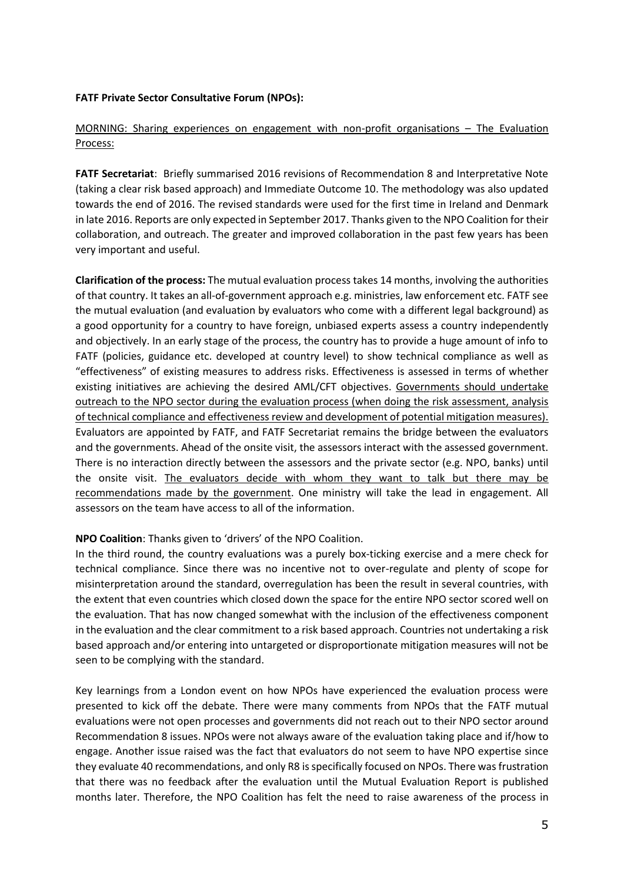**FATF Private Sector Consultative Forum (NPOs):**

<u>MORNING: Sharing experiences on engagement with non-profit organisations – The Evaluation Process:</u>

**FATF Secretariat**: Briefly summarised 2016 revisions of Recommendation 8 and Interpretative Note (taking a clear risk based approach) and Immediate Outcome 10. The methodology was also updated towards the end of 2016. The revised standards were used for the first time in Ireland and Denmark in late 2016. Reports are only expected in September 2017. Thanks given to the NPO Coalition for their collaboration, and outreach. The greater and improved collaboration in the past few years has been very important and useful.

**Clarification of the process:** The mutual evaluation process takes 14 months, involving the authorities of that country. It takes an all-of-government approach e.g. ministries, law enforcement etc. FATF see the mutual evaluation (and evaluation by evaluators who come with a different legal background) as a good opportunity for a country to have foreign, unbiased experts assess a country independently and objectively. In an early stage of the process, the country has to provide a huge amount of info to FATF (policies, guidance etc. developed at country level) to show technical compliance as well as "effectiveness" of existing measures to address risks. Effectiveness is assessed in terms of whether existing initiatives are achieving the desired AML/CFT objectives. <u>Governments should undertake outreach to the NPO sector during the evaluation process (when doing the risk assessment, analysis of technical compliance and effectiveness review and development of potential mitigation measures).</u> Evaluators are appointed by FATF, and FATF Secretariat remains the bridge between the evaluators and the governments. Ahead of the onsite visit, the assessors interact with the assessed government. There is no interaction directly between the assessors and the private sector (e.g. NPO, banks) until the onsite visit. <u>The evaluators decide with whom they want to talk but there may be recommendations made by the government</u>. One ministry will take the lead in engagement. All assessors on the team have access to all of the information.

**NPO Coalition**: Thanks given to 'drivers' of the NPO Coalition.

In the third round, the country evaluations was a purely box-ticking exercise and a mere check for technical compliance. Since there was no incentive not to over-regulate and plenty of scope for misinterpretation around the standard, overregulation has been the result in several countries, with the extent that even countries which closed down the space for the entire NPO sector scored well on the evaluation. That has now changed somewhat with the inclusion of the effectiveness component in the evaluation and the clear commitment to a risk based approach. Countries not undertaking a risk based approach and/or entering into untargeted or disproportionate mitigation measures will not be seen to be complying with the standard.

Key learnings from a London event on how NPOs have experienced the evaluation process were presented to kick off the debate. There were many comments from NPOs that the FATF mutual evaluations were not open processes and governments did not reach out to their NPO sector around Recommendation 8 issues. NPOs were not always aware of the evaluation taking place and if/how to engage. Another issue raised was the fact that evaluators do not seem to have NPO expertise since they evaluate 40 recommendations, and only R8 is specifically focused on NPOs. There was frustration that there was no feedback after the evaluation until the Mutual Evaluation Report is published months later. Therefore, the NPO Coalition has felt the need to raise awareness of the process in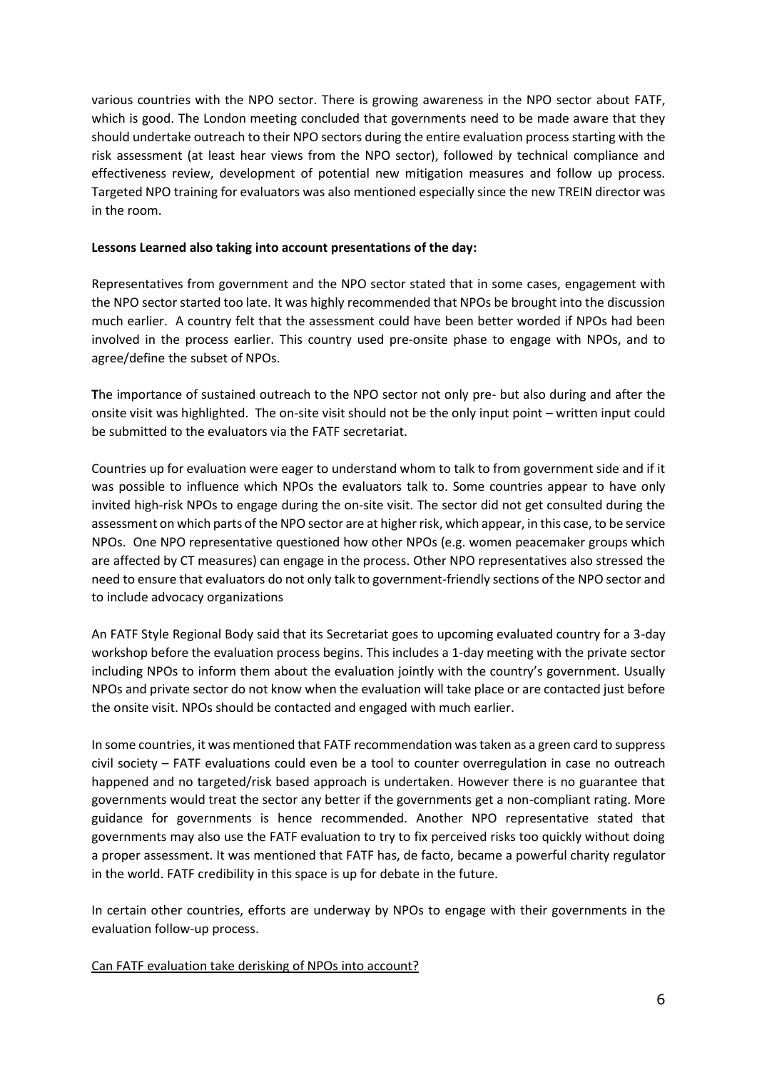various countries with the NPO sector. There is growing awareness in the NPO sector about FATF, which is good. The London meeting concluded that governments need to be made aware that they should undertake outreach to their NPO sectors during the entire evaluation process starting with the risk assessment (at least hear views from the NPO sector), followed by technical compliance and effectiveness review, development of potential new mitigation measures and follow up process. Targeted NPO training for evaluators was also mentioned especially since the new TREIN director was in the room.

**Lessons Learned also taking into account presentations of the day:**

Representatives from government and the NPO sector stated that in some cases, engagement with the NPO sector started too late. It was highly recommended that NPOs be brought into the discussion much earlier. A country felt that the assessment could have been better worded if NPOs had been involved in the process earlier. This country used pre-onsite phase to engage with NPOs, and to agree/define the subset of NPOs.

**T**he importance of sustained outreach to the NPO sector not only pre- but also during and after the onsite visit was highlighted. The on-site visit should not be the only input point – written input could be submitted to the evaluators via the FATF secretariat.

Countries up for evaluation were eager to understand whom to talk to from government side and if it was possible to influence which NPOs the evaluators talk to. Some countries appear to have only invited high-risk NPOs to engage during the on-site visit. The sector did not get consulted during the assessment on which parts of the NPO sector are at higher risk, which appear, in this case, to be service NPOs. One NPO representative questioned how other NPOs (e.g. women peacemaker groups which are affected by CT measures) can engage in the process. Other NPO representatives also stressed the need to ensure that evaluators do not only talk to government-friendly sections of the NPO sector and to include advocacy organizations

An FATF Style Regional Body said that its Secretariat goes to upcoming evaluated country for a 3-day workshop before the evaluation process begins. This includes a 1-day meeting with the private sector including NPOs to inform them about the evaluation jointly with the country's government. Usually NPOs and private sector do not know when the evaluation will take place or are contacted just before the onsite visit. NPOs should be contacted and engaged with much earlier.

In some countries, it was mentioned that FATF recommendation was taken as a green card to suppress civil society – FATF evaluations could even be a tool to counter overregulation in case no outreach happened and no targeted/risk based approach is undertaken. However there is no guarantee that governments would treat the sector any better if the governments get a non-compliant rating. More guidance for governments is hence recommended. Another NPO representative stated that governments may also use the FATF evaluation to try to fix perceived risks too quickly without doing a proper assessment. It was mentioned that FATF has, de facto, became a powerful charity regulator in the world. FATF credibility in this space is up for debate in the future.

In certain other countries, efforts are underway by NPOs to engage with their governments in the evaluation follow-up process.

<u>Can FATF evaluation take derisking of NPOs into account?</u>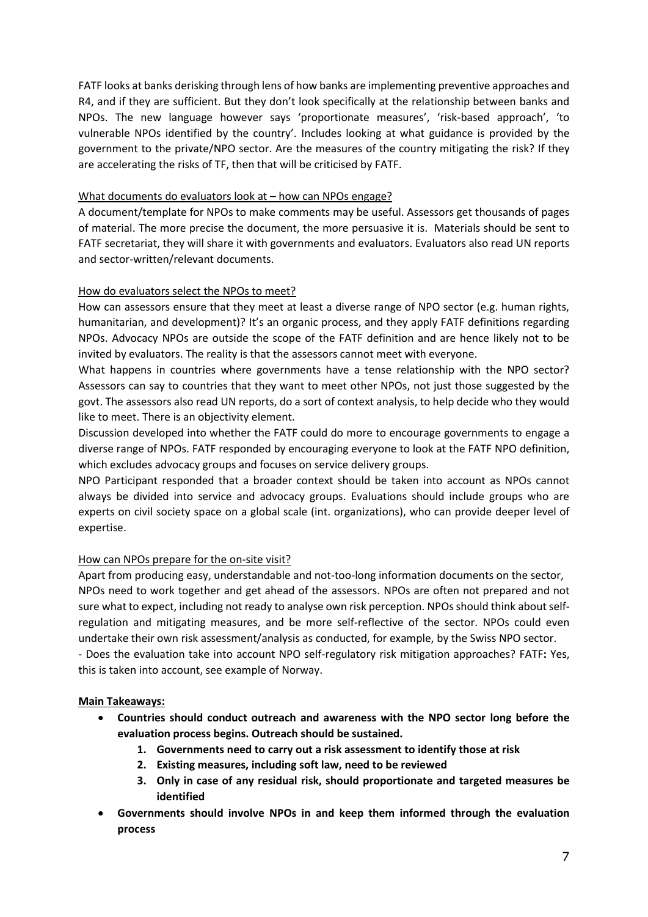FATF looks at banks derisking through lens of how banks are implementing preventive approaches and R4, and if they are sufficient. But they don't look specifically at the relationship between banks and NPOs. The new language however says 'proportionate measures', 'risk-based approach', 'to vulnerable NPOs identified by the country'. Includes looking at what guidance is provided by the government to the private/NPO sector. Are the measures of the country mitigating the risk? If they are accelerating the risks of TF, then that will be criticised by FATF.

<u>What documents do evaluators look at – how can NPOs engage?</u>

A document/template for NPOs to make comments may be useful. Assessors get thousands of pages of material. The more precise the document, the more persuasive it is. Materials should be sent to FATF secretariat, they will share it with governments and evaluators. Evaluators also read UN reports and sector-written/relevant documents.

<u>How do evaluators select the NPOs to meet?</u>

How can assessors ensure that they meet at least a diverse range of NPO sector (e.g. human rights, humanitarian, and development)? It's an organic process, and they apply FATF definitions regarding NPOs. Advocacy NPOs are outside the scope of the FATF definition and are hence likely not to be invited by evaluators. The reality is that the assessors cannot meet with everyone.

What happens in countries where governments have a tense relationship with the NPO sector? Assessors can say to countries that they want to meet other NPOs, not just those suggested by the govt. The assessors also read UN reports, do a sort of context analysis, to help decide who they would like to meet. There is an objectivity element.

Discussion developed into whether the FATF could do more to encourage governments to engage a diverse range of NPOs. FATF responded by encouraging everyone to look at the FATF NPO definition, which excludes advocacy groups and focuses on service delivery groups.

NPO Participant responded that a broader context should be taken into account as NPOs cannot always be divided into service and advocacy groups. Evaluations should include groups who are experts on civil society space on a global scale (int. organizations), who can provide deeper level of expertise.

<u>How can NPOs prepare for the on-site visit?</u>

Apart from producing easy, understandable and not-too-long information documents on the sector, NPOs need to work together and get ahead of the assessors. NPOs are often not prepared and not sure what to expect, including not ready to analyse own risk perception. NPOs should think about self-regulation and mitigating measures, and be more self-reflective of the sector. NPOs could even undertake their own risk assessment/analysis as conducted, for example, by the Swiss NPO sector.

- Does the evaluation take into account NPO self-regulatory risk mitigation approaches? FATF**:** Yes, this is taken into account, see example of Norway.

**<u>Main Takeaways:</u>**

- **Countries should conduct outreach and awareness with the NPO sector long before the evaluation process begins. Outreach should be sustained.**
    1. **Governments need to carry out a risk assessment to identify those at risk**
    2. **Existing measures, including soft law, need to be reviewed**
    3. **Only in case of any residual risk, should proportionate and targeted measures be identified**
- **Governments should involve NPOs in and keep them informed through the evaluation process**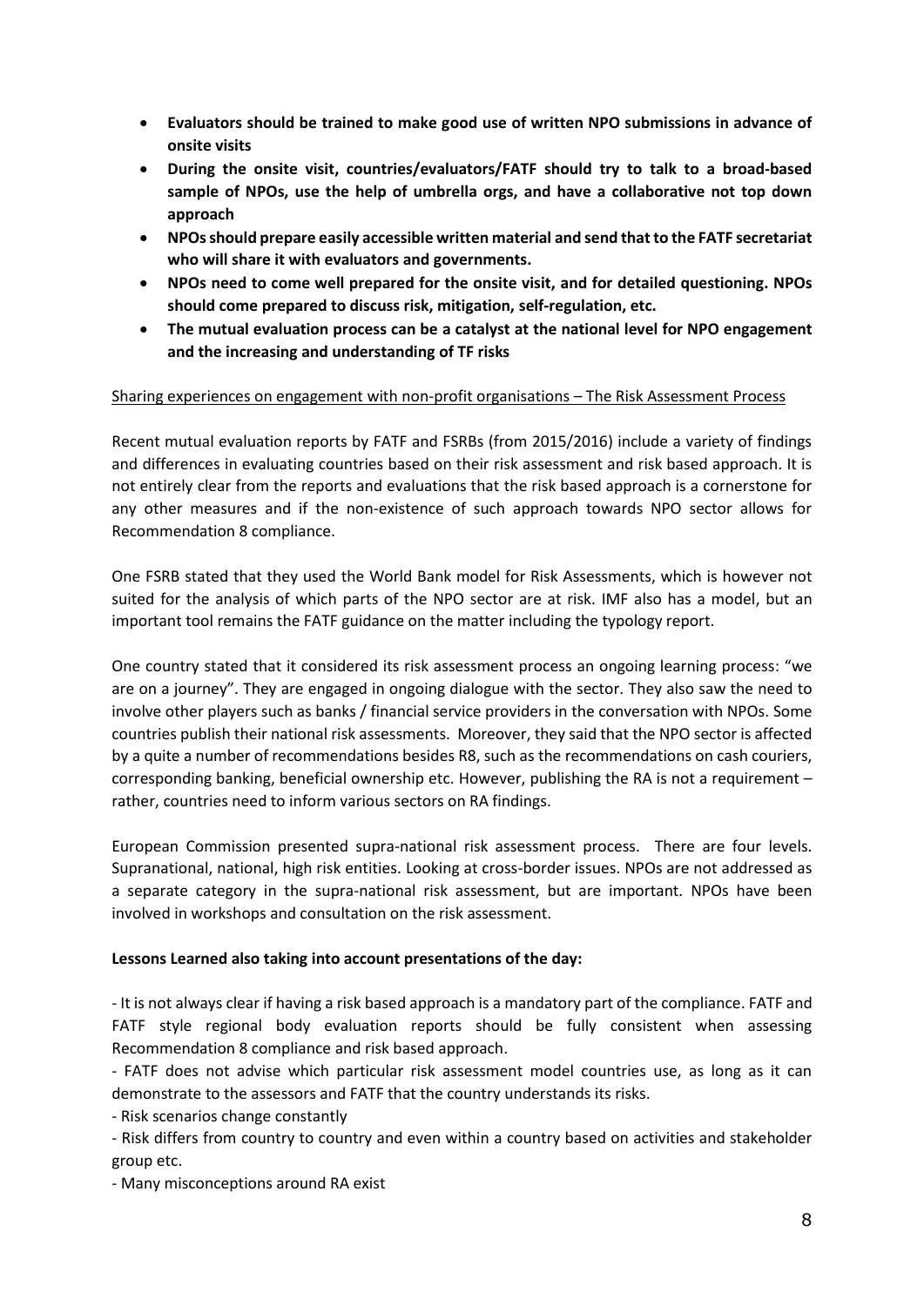- **Evaluators should be trained to make good use of written NPO submissions in advance of onsite visits**
- **During the onsite visit, countries/evaluators/FATF should try to talk to a broad-based sample of NPOs, use the help of umbrella orgs, and have a collaborative not top down approach**
- **NPOs should prepare easily accessible written material and send that to the FATF secretariat who will share it with evaluators and governments.**
- **NPOs need to come well prepared for the onsite visit, and for detailed questioning. NPOs should come prepared to discuss risk, mitigation, self-regulation, etc.**
- **The mutual evaluation process can be a catalyst at the national level for NPO engagement and the increasing and understanding of TF risks**

Sharing experiences on engagement with non-profit organisations – The Risk Assessment Process

Recent mutual evaluation reports by FATF and FSRBs (from 2015/2016) include a variety of findings and differences in evaluating countries based on their risk assessment and risk based approach. It is not entirely clear from the reports and evaluations that the risk based approach is a cornerstone for any other measures and if the non-existence of such approach towards NPO sector allows for Recommendation 8 compliance.

One FSRB stated that they used the World Bank model for Risk Assessments, which is however not suited for the analysis of which parts of the NPO sector are at risk. IMF also has a model, but an important tool remains the FATF guidance on the matter including the typology report.

One country stated that it considered its risk assessment process an ongoing learning process: "we are on a journey". They are engaged in ongoing dialogue with the sector. They also saw the need to involve other players such as banks / financial service providers in the conversation with NPOs. Some countries publish their national risk assessments. Moreover, they said that the NPO sector is affected by a quite a number of recommendations besides R8, such as the recommendations on cash couriers, corresponding banking, beneficial ownership etc. However, publishing the RA is not a requirement – rather, countries need to inform various sectors on RA findings.

European Commission presented supra-national risk assessment process. There are four levels. Supranational, national, high risk entities. Looking at cross-border issues. NPOs are not addressed as a separate category in the supra-national risk assessment, but are important. NPOs have been involved in workshops and consultation on the risk assessment.

**Lessons Learned also taking into account presentations of the day:**

- It is not always clear if having a risk based approach is a mandatory part of the compliance. FATF and FATF style regional body evaluation reports should be fully consistent when assessing Recommendation 8 compliance and risk based approach.
- FATF does not advise which particular risk assessment model countries use, as long as it can demonstrate to the assessors and FATF that the country understands its risks.
- Risk scenarios change constantly
- Risk differs from country to country and even within a country based on activities and stakeholder group etc.
- Many misconceptions around RA exist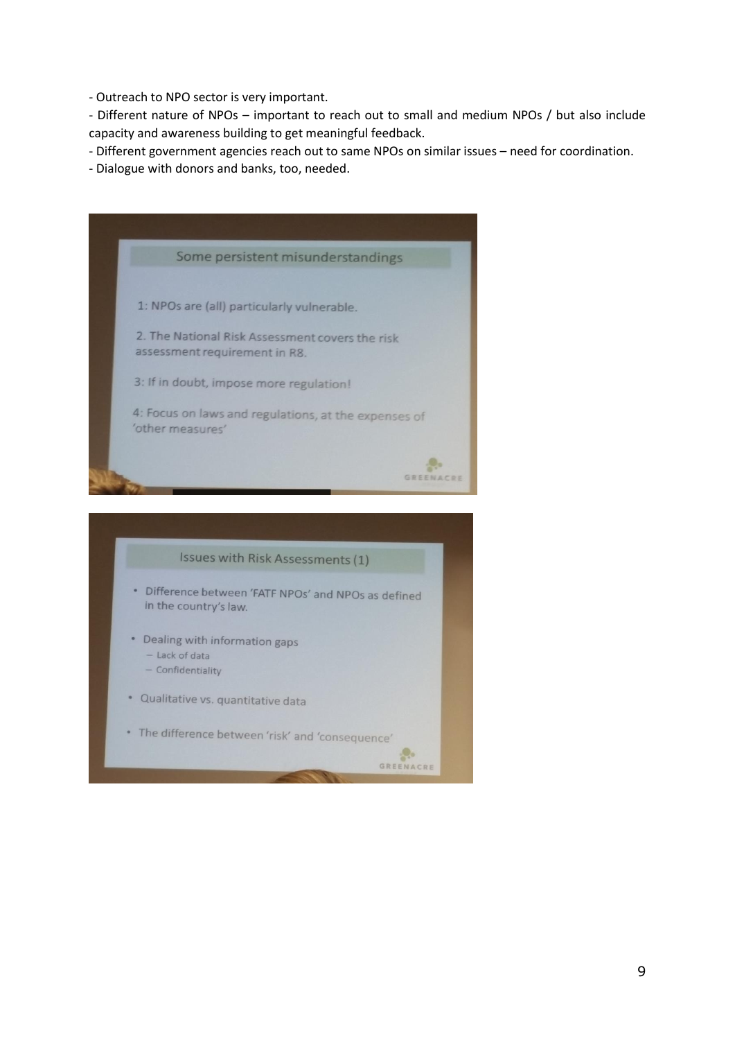- Outreach to NPO sector is very important.
- Different nature of NPOs – important to reach out to small and medium NPOs / but also include capacity and awareness building to get meaningful feedback.
- Different government agencies reach out to same NPOs on similar issues – need for coordination.
- Dialogue with donors and banks, too, needed.

**Some persistent misunderstandings**

1: NPOs are (all) particularly vulnerable.

2. The National Risk Assessment covers the risk assessment requirement in R8.

3: If in doubt, impose more regulation!

4: Focus on laws and regulations, at the expenses of 'other measures'

GREENACRE

**Issues with Risk Assessments (1)**

- Difference between 'FATF NPOs' and NPOs as defined in the country's law.
- Dealing with information gaps
  - Lack of data
  - Confidentiality
- Qualitative vs. quantitative data
- The difference between 'risk' and 'consequence'

GREENACRE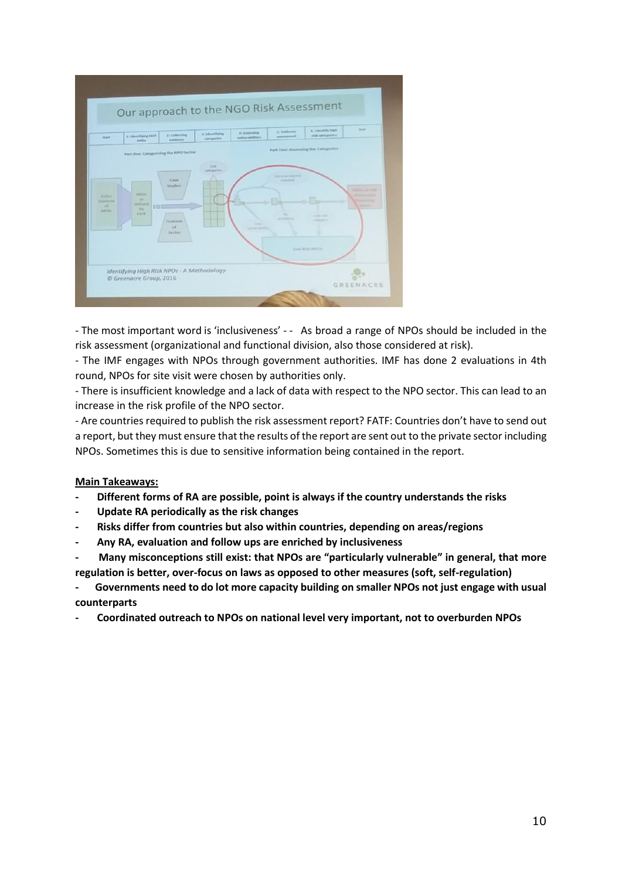- The most important word is 'inclusiveness' - - As broad a range of NPOs should be included in the risk assessment (organizational and functional division, also those considered at risk).

- The IMF engages with NPOs through government authorities. IMF has done 2 evaluations in 4th round, NPOs for site visit were chosen by authorities only.

- There is insufficient knowledge and a lack of data with respect to the NPO sector. This can lead to an increase in the risk profile of the NPO sector.

- Are countries required to publish the risk assessment report? FATF: Countries don't have to send out a report, but they must ensure that the results of the report are sent out to the private sector including NPOs. Sometimes this is due to sensitive information being contained in the report.

**Main Takeaways:**

- **Different forms of RA are possible, point is always if the country understands the risks**
- **Update RA periodically as the risk changes**
- **Risks differ from countries but also within countries, depending on areas/regions**
- **Any RA, evaluation and follow ups are enriched by inclusiveness**
- **Many misconceptions still exist: that NPOs are "particularly vulnerable" in general, that more regulation is better, over-focus on laws as opposed to other measures (soft, self-regulation)**
- **Governments need to do lot more capacity building on smaller NPOs not just engage with usual counterparts**
- **Coordinated outreach to NPOs on national level very important, not to overburden NPOs**